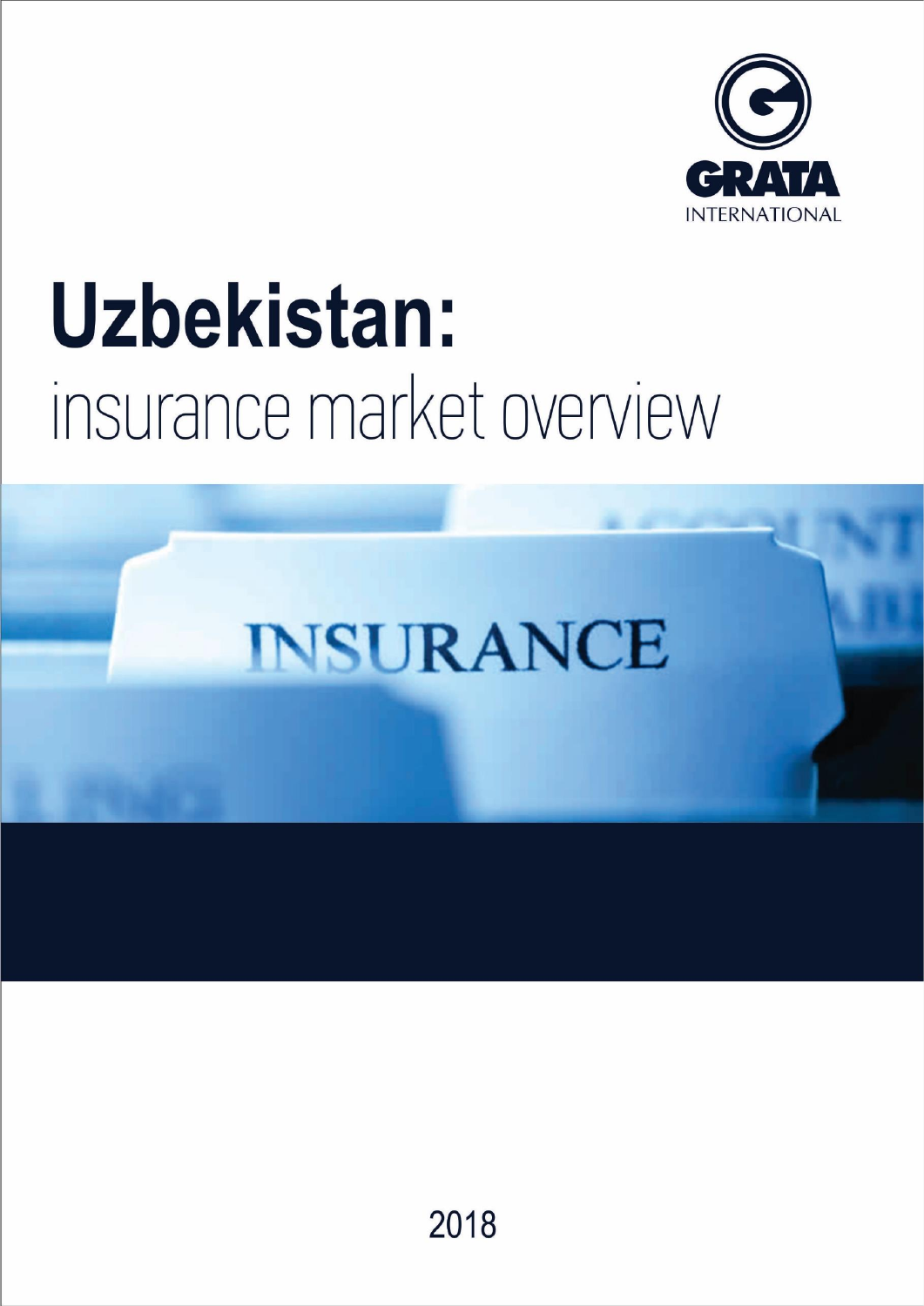GRATA INTERNATIONAL

# Uzbekistan:

## insurance market overview

2018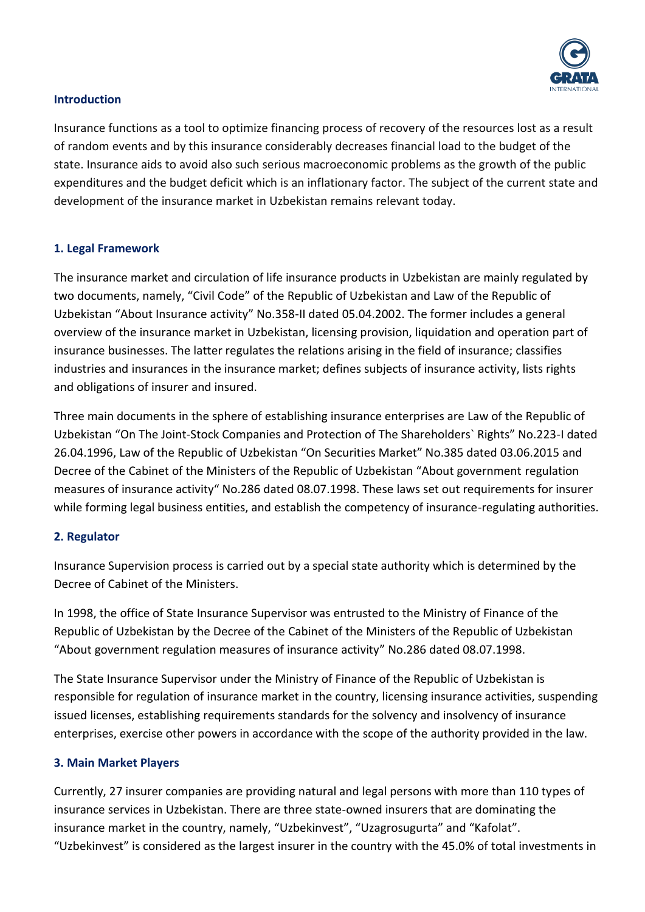## Introduction

Insurance functions as a tool to optimize financing process of recovery of the resources lost as a result of random events and by this insurance considerably decreases financial load to the budget of the state. Insurance aids to avoid also such serious macroeconomic problems as the growth of the public expenditures and the budget deficit which is an inflationary factor. The subject of the current state and development of the insurance market in Uzbekistan remains relevant today.

## 1. Legal Framework

The insurance market and circulation of life insurance products in Uzbekistan are mainly regulated by two documents, namely, "Civil Code" of the Republic of Uzbekistan and Law of the Republic of Uzbekistan "About Insurance activity" No.358-II dated 05.04.2002. The former includes a general overview of the insurance market in Uzbekistan, licensing provision, liquidation and operation part of insurance businesses. The latter regulates the relations arising in the field of insurance; classifies industries and insurances in the insurance market; defines subjects of insurance activity, lists rights and obligations of insurer and insured.

Three main documents in the sphere of establishing insurance enterprises are Law of the Republic of Uzbekistan "On The Joint-Stock Companies and Protection of The Shareholders` Rights" No.223-I dated 26.04.1996, Law of the Republic of Uzbekistan "On Securities Market" No.385 dated 03.06.2015 and Decree of the Cabinet of the Ministers of the Republic of Uzbekistan "About government regulation measures of insurance activity" No.286 dated 08.07.1998. These laws set out requirements for insurer while forming legal business entities, and establish the competency of insurance-regulating authorities.

## 2. Regulator

Insurance Supervision process is carried out by a special state authority which is determined by the Decree of Cabinet of the Ministers.

In 1998, the office of State Insurance Supervisor was entrusted to the Ministry of Finance of the Republic of Uzbekistan by the Decree of the Cabinet of the Ministers of the Republic of Uzbekistan "About government regulation measures of insurance activity" No.286 dated 08.07.1998.

The State Insurance Supervisor under the Ministry of Finance of the Republic of Uzbekistan is responsible for regulation of insurance market in the country, licensing insurance activities, suspending issued licenses, establishing requirements standards for the solvency and insolvency of insurance enterprises, exercise other powers in accordance with the scope of the authority provided in the law.

## 3. Main Market Players

Currently, 27 insurer companies are providing natural and legal persons with more than 110 types of insurance services in Uzbekistan. There are three state-owned insurers that are dominating the insurance market in the country, namely, "Uzbekinvest", "Uzagrosugurta" and "Kafolat". "Uzbekinvest" is considered as the largest insurer in the country with the 45.0% of total investments in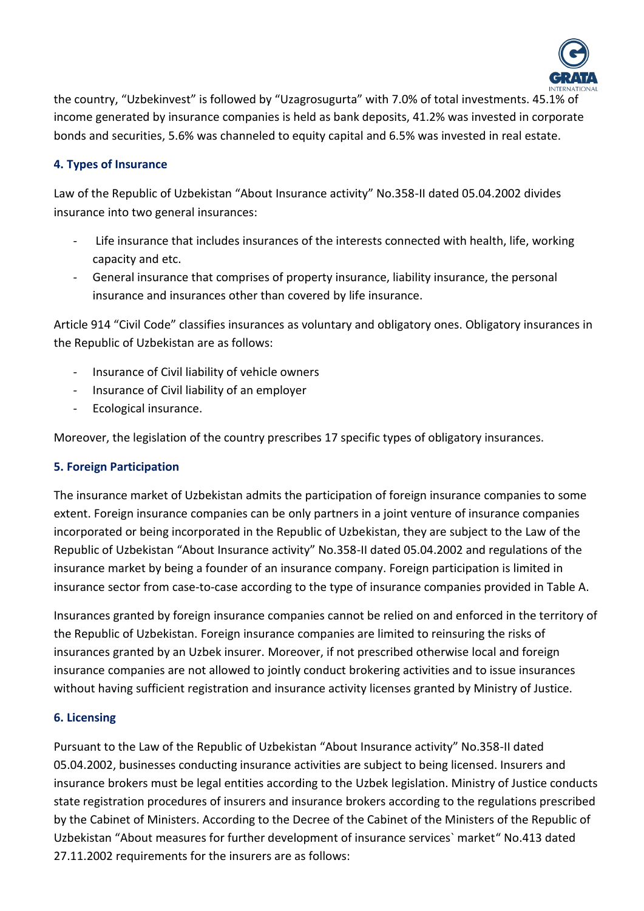the country, "Uzbekinvest" is followed by "Uzagrosugurta" with 7.0% of total investments. 45.1% of income generated by insurance companies is held as bank deposits, 41.2% was invested in corporate bonds and securities, 5.6% was channeled to equity capital and 6.5% was invested in real estate.

### 4. Types of Insurance

Law of the Republic of Uzbekistan "About Insurance activity" No.358-II dated 05.04.2002 divides insurance into two general insurances:

- Life insurance that includes insurances of the interests connected with health, life, working capacity and etc.
- General insurance that comprises of property insurance, liability insurance, the personal insurance and insurances other than covered by life insurance.

Article 914 "Civil Code" classifies insurances as voluntary and obligatory ones. Obligatory insurances in the Republic of Uzbekistan are as follows:

- Insurance of Civil liability of vehicle owners
- Insurance of Civil liability of an employer
- Ecological insurance.

Moreover, the legislation of the country prescribes 17 specific types of obligatory insurances.

### 5. Foreign Participation

The insurance market of Uzbekistan admits the participation of foreign insurance companies to some extent. Foreign insurance companies can be only partners in a joint venture of insurance companies incorporated or being incorporated in the Republic of Uzbekistan, they are subject to the Law of the Republic of Uzbekistan "About Insurance activity" No.358-II dated 05.04.2002 and regulations of the insurance market by being a founder of an insurance company. Foreign participation is limited in insurance sector from case-to-case according to the type of insurance companies provided in Table A.

Insurances granted by foreign insurance companies cannot be relied on and enforced in the territory of the Republic of Uzbekistan. Foreign insurance companies are limited to reinsuring the risks of insurances granted by an Uzbek insurer. Moreover, if not prescribed otherwise local and foreign insurance companies are not allowed to jointly conduct brokering activities and to issue insurances without having sufficient registration and insurance activity licenses granted by Ministry of Justice.

### 6. Licensing

Pursuant to the Law of the Republic of Uzbekistan "About Insurance activity" No.358-II dated 05.04.2002, businesses conducting insurance activities are subject to being licensed. Insurers and insurance brokers must be legal entities according to the Uzbek legislation. Ministry of Justice conducts state registration procedures of insurers and insurance brokers according to the regulations prescribed by the Cabinet of Ministers. According to the Decree of the Cabinet of the Ministers of the Republic of Uzbekistan "About measures for further development of insurance services` market" No.413 dated 27.11.2002 requirements for the insurers are as follows: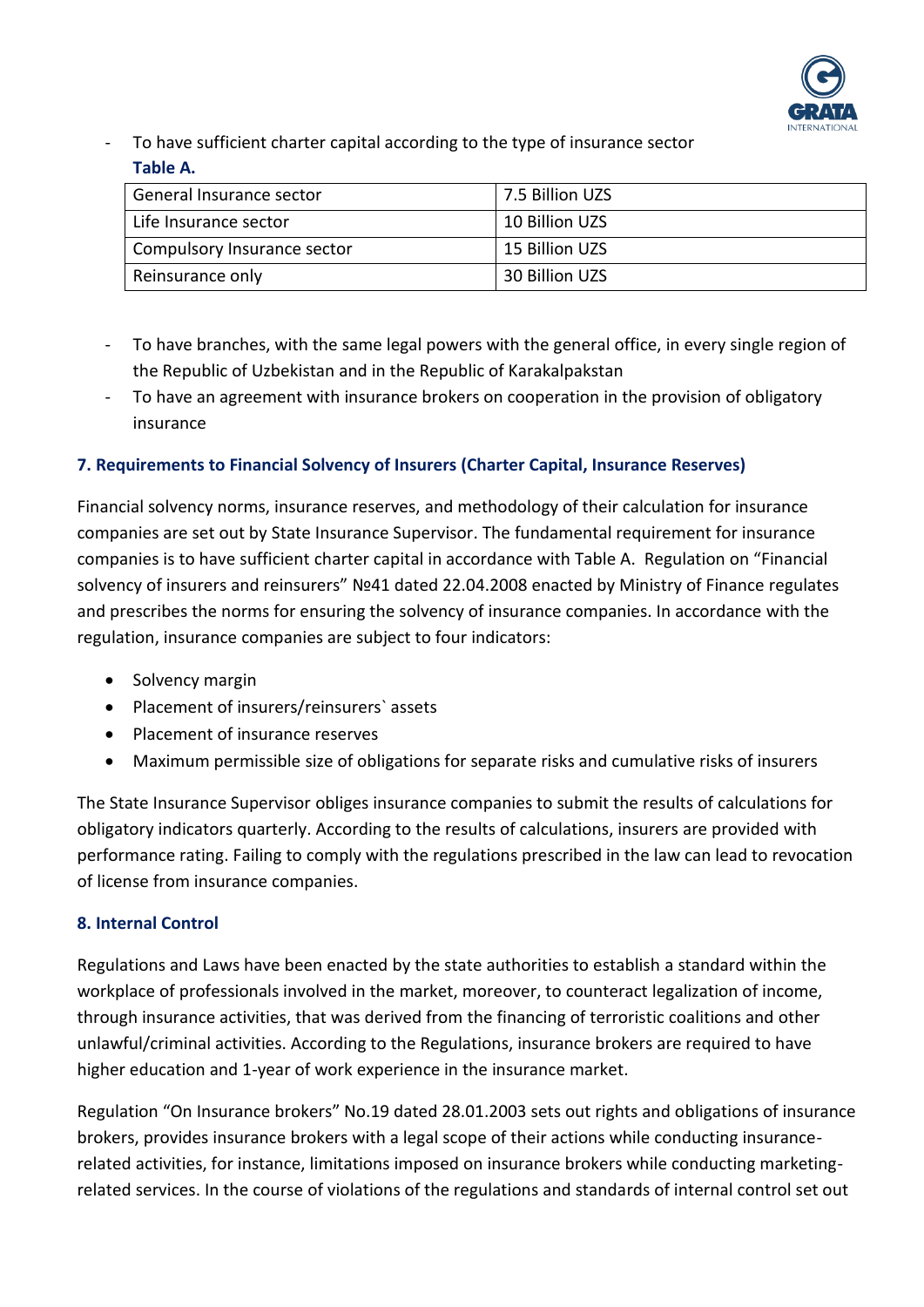- To have sufficient charter capital according to the type of insurance sector

**Table A.**

| General Insurance sector | 7.5 Billion UZS |
|---|---|
| Life Insurance sector | 10 Billion UZS |
| Compulsory Insurance sector | 15 Billion UZS |
| Reinsurance only | 30 Billion UZS |

- To have branches, with the same legal powers with the general office, in every single region of the Republic of Uzbekistan and in the Republic of Karakalpakstan
- To have an agreement with insurance brokers on cooperation in the provision of obligatory insurance

### 7. Requirements to Financial Solvency of Insurers (Charter Capital, Insurance Reserves)

Financial solvency norms, insurance reserves, and methodology of their calculation for insurance companies are set out by State Insurance Supervisor. The fundamental requirement for insurance companies is to have sufficient charter capital in accordance with Table A. Regulation on "Financial solvency of insurers and reinsurers" №41 dated 22.04.2008 enacted by Ministry of Finance regulates and prescribes the norms for ensuring the solvency of insurance companies. In accordance with the regulation, insurance companies are subject to four indicators:

- Solvency margin
- Placement of insurers/reinsurers` assets
- Placement of insurance reserves
- Maximum permissible size of obligations for separate risks and cumulative risks of insurers

The State Insurance Supervisor obliges insurance companies to submit the results of calculations for obligatory indicators quarterly. According to the results of calculations, insurers are provided with performance rating. Failing to comply with the regulations prescribed in the law can lead to revocation of license from insurance companies.

### 8. Internal Control

Regulations and Laws have been enacted by the state authorities to establish a standard within the workplace of professionals involved in the market, moreover, to counteract legalization of income, through insurance activities, that was derived from the financing of terroristic coalitions and other unlawful/criminal activities. According to the Regulations, insurance brokers are required to have higher education and 1-year of work experience in the insurance market.

Regulation "On Insurance brokers" No.19 dated 28.01.2003 sets out rights and obligations of insurance brokers, provides insurance brokers with a legal scope of their actions while conducting insurance-related activities, for instance, limitations imposed on insurance brokers while conducting marketing-related services. In the course of violations of the regulations and standards of internal control set out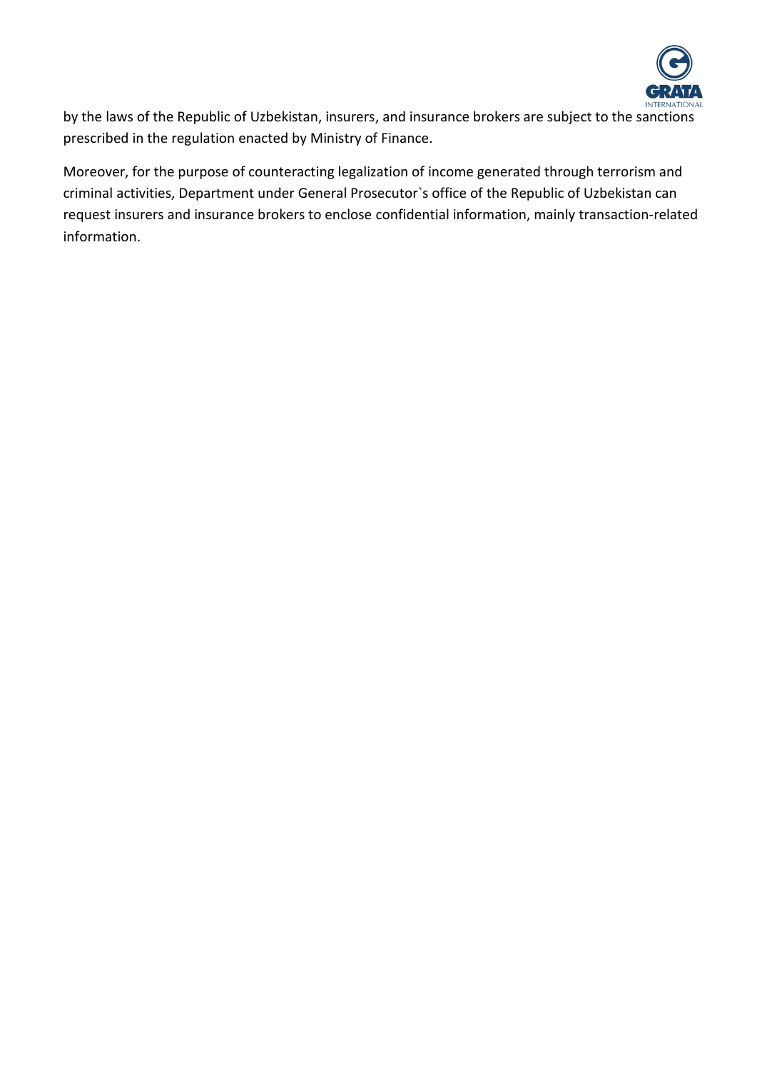by the laws of the Republic of Uzbekistan, insurers, and insurance brokers are subject to the sanctions prescribed in the regulation enacted by Ministry of Finance.

Moreover, for the purpose of counteracting legalization of income generated through terrorism and criminal activities, Department under General Prosecutor`s office of the Republic of Uzbekistan can request insurers and insurance brokers to enclose confidential information, mainly transaction-related information.